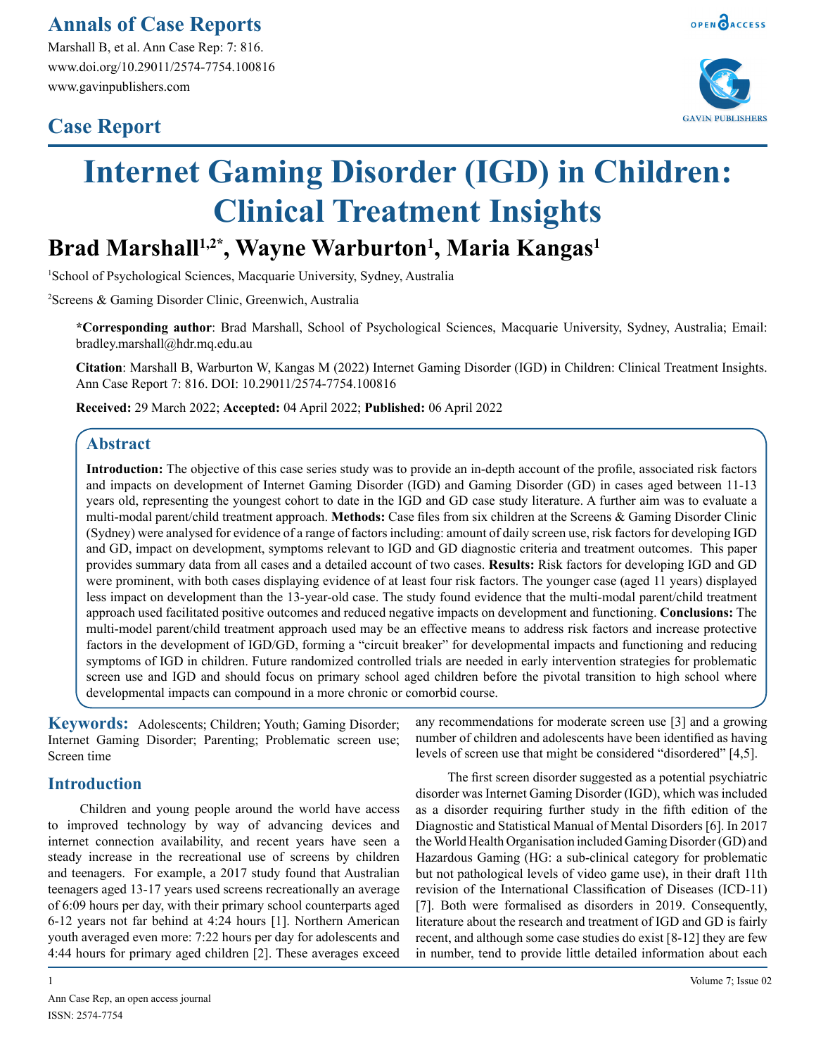Annals of Case Reports

Marshall B, et al. Ann Case Rep: 7: 816.
www.doi.org/10.29011/2574-7754.100816
www.gavinpublishers.com

## Case Report

# Internet Gaming Disorder (IGD) in Children: Clinical Treatment Insights

**Brad Marshall[1,2*], Wayne Warburton[1], Maria Kangas[1]**

[1]School of Psychological Sciences, Macquarie University, Sydney, Australia

[2]Screens & Gaming Disorder Clinic, Greenwich, Australia

**\*Corresponding author**: Brad Marshall, School of Psychological Sciences, Macquarie University, Sydney, Australia; Email: bradley.marshall@hdr.mq.edu.au

**Citation**: Marshall B, Warburton W, Kangas M (2022) Internet Gaming Disorder (IGD) in Children: Clinical Treatment Insights. Ann Case Report 7: 816. DOI: 10.29011/2574-7754.100816

**Received:** 29 March 2022; **Accepted:** 04 April 2022; **Published:** 06 April 2022

## Abstract

**Introduction:** The objective of this case series study was to provide an in-depth account of the profile, associated risk factors and impacts on development of Internet Gaming Disorder (IGD) and Gaming Disorder (GD) in cases aged between 11-13 years old, representing the youngest cohort to date in the IGD and GD case study literature. A further aim was to evaluate a multi-modal parent/child treatment approach. **Methods:** Case files from six children at the Screens & Gaming Disorder Clinic (Sydney) were analysed for evidence of a range of factors including: amount of daily screen use, risk factors for developing IGD and GD, impact on development, symptoms relevant to IGD and GD diagnostic criteria and treatment outcomes. This paper provides summary data from all cases and a detailed account of two cases. **Results:** Risk factors for developing IGD and GD were prominent, with both cases displaying evidence of at least four risk factors. The younger case (aged 11 years) displayed less impact on development than the 13-year-old case. The study found evidence that the multi-modal parent/child treatment approach used facilitated positive outcomes and reduced negative impacts on development and functioning. **Conclusions:** The multi-model parent/child treatment approach used may be an effective means to address risk factors and increase protective factors in the development of IGD/GD, forming a "circuit breaker" for developmental impacts and functioning and reducing symptoms of IGD in children. Future randomized controlled trials are needed in early intervention strategies for problematic screen use and IGD and should focus on primary school aged children before the pivotal transition to high school where developmental impacts can compound in a more chronic or comorbid course.

**Keywords:** Adolescents; Children; Youth; Gaming Disorder; Internet Gaming Disorder; Parenting; Problematic screen use; Screen time

## Introduction

Children and young people around the world have access to improved technology by way of advancing devices and internet connection availability, and recent years have seen a steady increase in the recreational use of screens by children and teenagers. For example, a 2017 study found that Australian teenagers aged 13-17 years used screens recreationally an average of 6:09 hours per day, with their primary school counterparts aged 6-12 years not far behind at 4:24 hours [1]. Northern American youth averaged even more: 7:22 hours per day for adolescents and 4:44 hours for primary aged children [2]. These averages exceed any recommendations for moderate screen use [3] and a growing number of children and adolescents have been identified as having levels of screen use that might be considered "disordered" [4,5].

The first screen disorder suggested as a potential psychiatric disorder was Internet Gaming Disorder (IGD), which was included as a disorder requiring further study in the fifth edition of the Diagnostic and Statistical Manual of Mental Disorders [6]. In 2017 the World Health Organisation included Gaming Disorder (GD) and Hazardous Gaming (HG: a sub-clinical category for problematic but not pathological levels of video game use), in their draft 11th revision of the International Classification of Diseases (ICD-11) [7]. Both were formalised as disorders in 2019. Consequently, literature about the research and treatment of IGD and GD is fairly recent, and although some case studies do exist [8-12] they are few in number, tend to provide little detailed information about each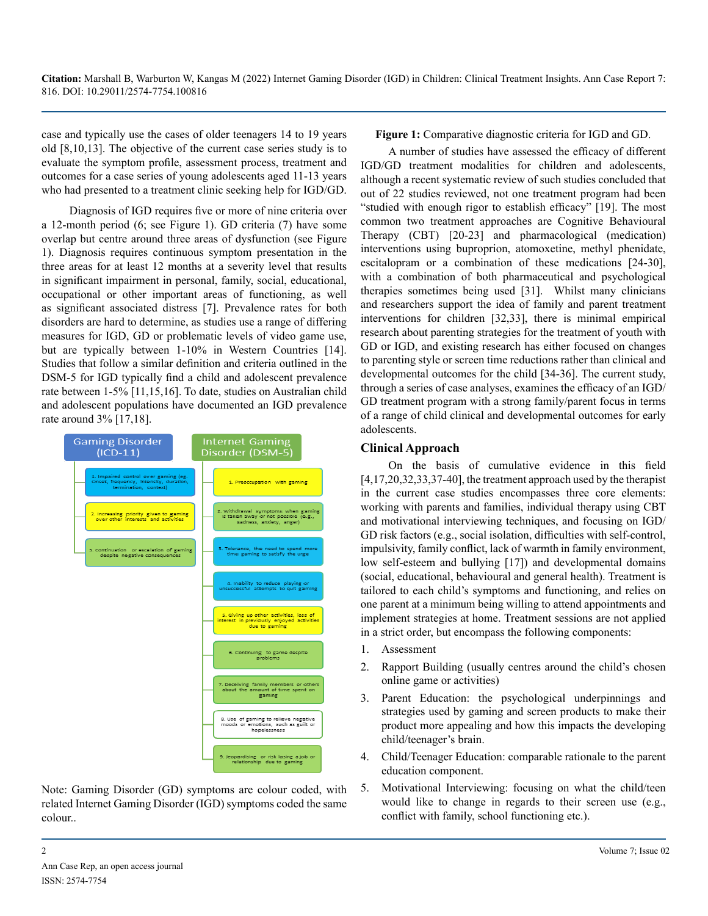**Citation:** Marshall B, Warburton W, Kangas M (2022) Internet Gaming Disorder (IGD) in Children: Clinical Treatment Insights. Ann Case Report 7: 816. DOI: 10.29011/2574-7754.100816

case and typically use the cases of older teenagers 14 to 19 years old [8,10,13]. The objective of the current case series study is to evaluate the symptom profile, assessment process, treatment and outcomes for a case series of young adolescents aged 11-13 years who had presented to a treatment clinic seeking help for IGD/GD.

Diagnosis of IGD requires five or more of nine criteria over a 12-month period (6; see Figure 1). GD criteria (7) have some overlap but centre around three areas of dysfunction (see Figure 1). Diagnosis requires continuous symptom presentation in the three areas for at least 12 months at a severity level that results in significant impairment in personal, family, social, educational, occupational or other important areas of functioning, as well as significant associated distress [7]. Prevalence rates for both disorders are hard to determine, as studies use a range of differing measures for IGD, GD or problematic levels of video game use, but are typically between 1-10% in Western Countries [14]. Studies that follow a similar definition and criteria outlined in the DSM-5 for IGD typically find a child and adolescent prevalence rate between 1-5% [11,15,16]. To date, studies on Australian child and adolescent populations have documented an IGD prevalence rate around 3% [17,18].

**Gaming Disorder (ICD-11)**

1. Impaired control over gaming (eg. Onset, frequency, intensity, duration, termination, context)
2. Increasing priority given to gaming over other interests and activities
3. Continuation or escalation of gaming despite negative consequences

**Internet Gaming Disorder (DSM-5)**

1. Preoccupation with gaming
2. Withdrawal symptoms when gaming is taken away or not possible (e.g., sadness, anxiety, anger)
3. Tolerance, the need to spend more time gaming to satisfy the urge
4. Inability to reduce playing or unsuccessful attempts to quit gaming
5. Giving up other activities, loss of interest in previously enjoyed activities due to gaming
6. Continuing to game despite problems
7. Deceiving family members or others about the amount of time spent on gaming
8. Use of gaming to relieve negative moods or emotions, such as guilt or hopelessness
9. Jeopardising or risk losing a job or relationship due to gaming

Note: Gaming Disorder (GD) symptoms are colour coded, with related Internet Gaming Disorder (IGD) symptoms coded the same colour..

**Figure 1:** Comparative diagnostic criteria for IGD and GD.

A number of studies have assessed the efficacy of different IGD/GD treatment modalities for children and adolescents, although a recent systematic review of such studies concluded that out of 22 studies reviewed, not one treatment program had been "studied with enough rigor to establish efficacy" [19]. The most common two treatment approaches are Cognitive Behavioural Therapy (CBT) [20-23] and pharmacological (medication) interventions using buproprion, atomoxetine, methyl phenidate, escitalopram or a combination of these medications [24-30], with a combination of both pharmaceutical and psychological therapies sometimes being used [31]. Whilst many clinicians and researchers support the idea of family and parent treatment interventions for children [32,33], there is minimal empirical research about parenting strategies for the treatment of youth with GD or IGD, and existing research has either focused on changes to parenting style or screen time reductions rather than clinical and developmental outcomes for the child [34-36]. The current study, through a series of case analyses, examines the efficacy of an IGD/GD treatment program with a strong family/parent focus in terms of a range of child clinical and developmental outcomes for early adolescents.

## Clinical Approach

On the basis of cumulative evidence in this field [4,17,20,32,33,37-40], the treatment approach used by the therapist in the current case studies encompasses three core elements: working with parents and families, individual therapy using CBT and motivational interviewing techniques, and focusing on IGD/GD risk factors (e.g., social isolation, difficulties with self-control, impulsivity, family conflict, lack of warmth in family environment, low self-esteem and bullying [17]) and developmental domains (social, educational, behavioural and general health). Treatment is tailored to each child's symptoms and functioning, and relies on one parent at a minimum being willing to attend appointments and implement strategies at home. Treatment sessions are not applied in a strict order, but encompass the following components:

1. Assessment
2. Rapport Building (usually centres around the child's chosen online game or activities)
3. Parent Education: the psychological underpinnings and strategies used by gaming and screen products to make their product more appealing and how this impacts the developing child/teenager's brain.
4. Child/Teenager Education: comparable rationale to the parent education component.
5. Motivational Interviewing: focusing on what the child/teen would like to change in regards to their screen use (e.g., conflict with family, school functioning etc.).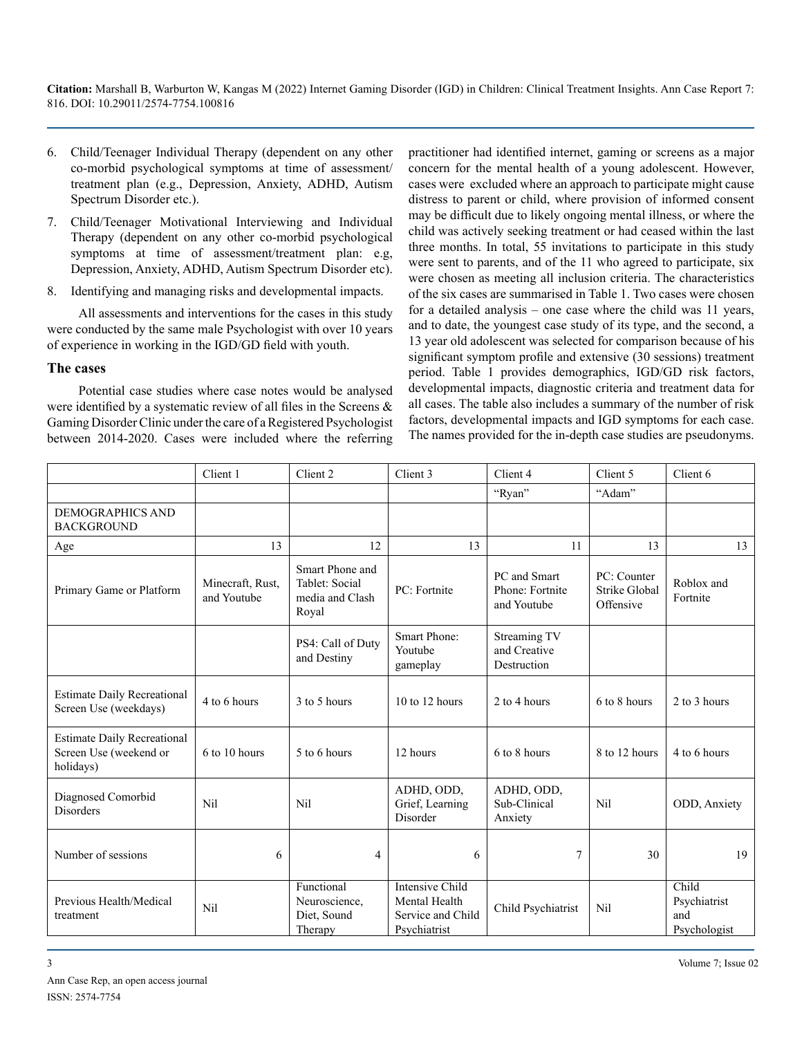6. Child/Teenager Individual Therapy (dependent on any other co-morbid psychological symptoms at time of assessment/treatment plan (e.g., Depression, Anxiety, ADHD, Autism Spectrum Disorder etc.).
7. Child/Teenager Motivational Interviewing and Individual Therapy (dependent on any other co-morbid psychological symptoms at time of assessment/treatment plan: e.g, Depression, Anxiety, ADHD, Autism Spectrum Disorder etc).
8. Identifying and managing risks and developmental impacts.

All assessments and interventions for the cases in this study were conducted by the same male Psychologist with over 10 years of experience in working in the IGD/GD field with youth.

## The cases

Potential case studies where case notes would be analysed were identified by a systematic review of all files in the Screens & Gaming Disorder Clinic under the care of a Registered Psychologist between 2014-2020. Cases were included where the referring practitioner had identified internet, gaming or screens as a major concern for the mental health of a young adolescent. However, cases were excluded where an approach to participate might cause distress to parent or child, where provision of informed consent may be difficult due to likely ongoing mental illness, or where the child was actively seeking treatment or had ceased within the last three months. In total, 55 invitations to participate in this study were sent to parents, and of the 11 who agreed to participate, six were chosen as meeting all inclusion criteria. The characteristics of the six cases are summarised in Table 1. Two cases were chosen for a detailed analysis – one case where the child was 11 years, and to date, the youngest case study of its type, and the second, a 13 year old adolescent was selected for comparison because of his significant symptom profile and extensive (30 sessions) treatment period. Table 1 provides demographics, IGD/GD risk factors, developmental impacts, diagnostic criteria and treatment data for all cases. The table also includes a summary of the number of risk factors, developmental impacts and IGD symptoms for each case. The names provided for the in-depth case studies are pseudonyms.

| | Client 1 | Client 2 | Client 3 | Client 4 | Client 5 | Client 6 |
|---|---|---|---|---|---|---|
| | | | | "Ryan" | "Adam" | |
| DEMOGRAPHICS AND BACKGROUND | | | | | | |
| Age | 13 | 12 | 13 | 11 | 13 | 13 |
| Primary Game or Platform | Minecraft, Rust, and Youtube | Smart Phone and Tablet: Social media and Clash Royal | PC: Fortnite | PC and Smart Phone: Fortnite and Youtube | PC: Counter Strike Global Offensive | Roblox and Fortnite |
| | | PS4: Call of Duty and Destiny | Smart Phone: Youtube gameplay | Streaming TV and Creative Destruction | | |
| Estimate Daily Recreational Screen Use (weekdays) | 4 to 6 hours | 3 to 5 hours | 10 to 12 hours | 2 to 4 hours | 6 to 8 hours | 2 to 3 hours |
| Estimate Daily Recreational Screen Use (weekend or holidays) | 6 to 10 hours | 5 to 6 hours | 12 hours | 6 to 8 hours | 8 to 12 hours | 4 to 6 hours |
| Diagnosed Comorbid Disorders | Nil | Nil | ADHD, ODD, Grief, Learning Disorder | ADHD, ODD, Sub-Clinical Anxiety | Nil | ODD, Anxiety |
| Number of sessions | 6 | 4 | 6 | 7 | 30 | 19 |
| Previous Health/Medical treatment | Nil | Functional Neuroscience, Diet, Sound Therapy | Intensive Child Mental Health Service and Child Psychiatrist | Child Psychiatrist | Nil | Child Psychiatrist and Psychologist |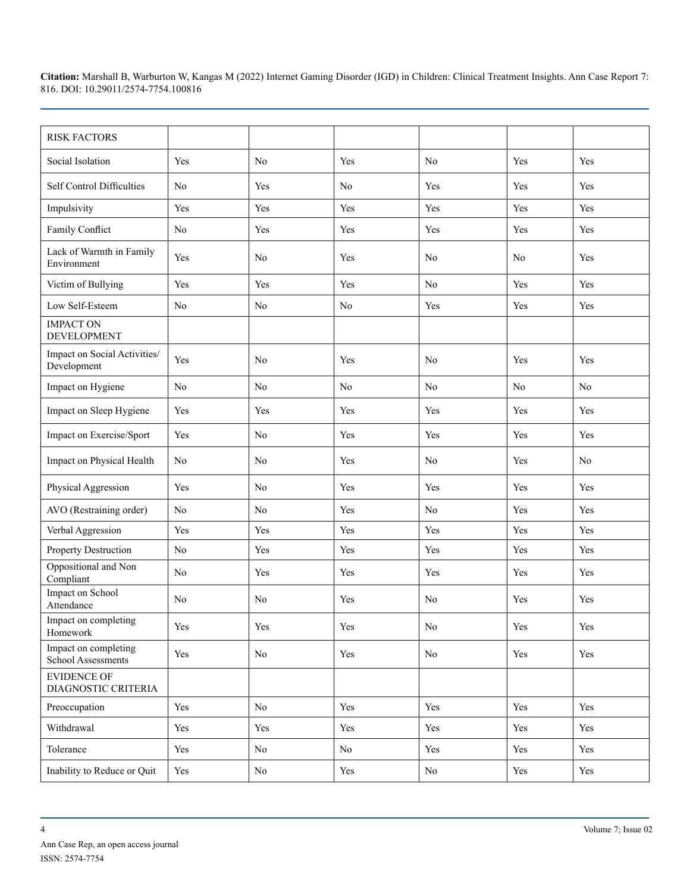| RISK FACTORS | | | | | | |
|---|---|---|---|---|---|---|
| Social Isolation | Yes | No | Yes | No | Yes | Yes |
| Self Control Difficulties | No | Yes | No | Yes | Yes | Yes |
| Impulsivity | Yes | Yes | Yes | Yes | Yes | Yes |
| Family Conflict | No | Yes | Yes | Yes | Yes | Yes |
| Lack of Warmth in Family Environment | Yes | No | Yes | No | No | Yes |
| Victim of Bullying | Yes | Yes | Yes | No | Yes | Yes |
| Low Self-Esteem | No | No | No | Yes | Yes | Yes |
| IMPACT ON DEVELOPMENT | | | | | | |
| Impact on Social Activities/ Development | Yes | No | Yes | No | Yes | Yes |
| Impact on Hygiene | No | No | No | No | No | No |
| Impact on Sleep Hygiene | Yes | Yes | Yes | Yes | Yes | Yes |
| Impact on Exercise/Sport | Yes | No | Yes | Yes | Yes | Yes |
| Impact on Physical Health | No | No | Yes | No | Yes | No |
| Physical Aggression | Yes | No | Yes | Yes | Yes | Yes |
| AVO (Restraining order) | No | No | Yes | No | Yes | Yes |
| Verbal Aggression | Yes | Yes | Yes | Yes | Yes | Yes |
| Property Destruction | No | Yes | Yes | Yes | Yes | Yes |
| Oppositional and Non Compliant | No | Yes | Yes | Yes | Yes | Yes |
| Impact on School Attendance | No | No | Yes | No | Yes | Yes |
| Impact on completing Homework | Yes | Yes | Yes | No | Yes | Yes |
| Impact on completing School Assessments | Yes | No | Yes | No | Yes | Yes |
| EVIDENCE OF DIAGNOSTIC CRITERIA | | | | | | |
| Preoccupation | Yes | No | Yes | Yes | Yes | Yes |
| Withdrawal | Yes | Yes | Yes | Yes | Yes | Yes |
| Tolerance | Yes | No | No | Yes | Yes | Yes |
| Inability to Reduce or Quit | Yes | No | Yes | No | Yes | Yes |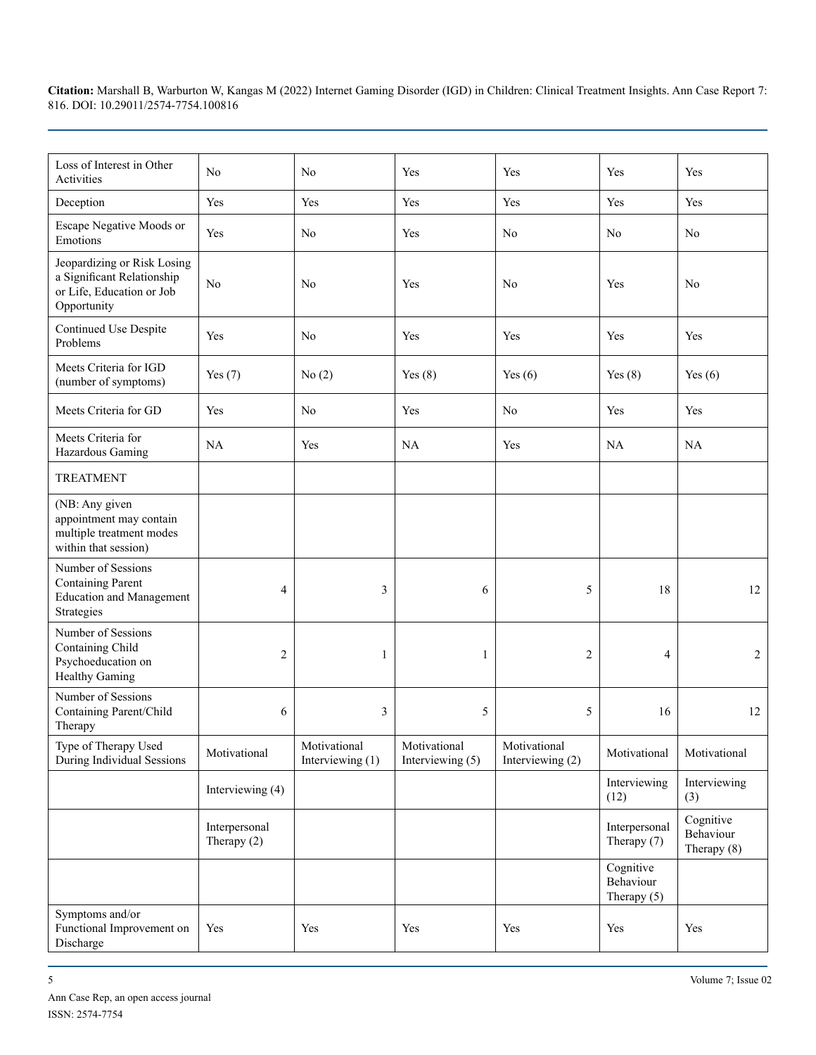| Loss of Interest in Other Activities | No | No | Yes | Yes | Yes | Yes |
|---|---|---|---|---|---|---|
| Deception | Yes | Yes | Yes | Yes | Yes | Yes |
| Escape Negative Moods or Emotions | Yes | No | Yes | No | No | No |
| Jeopardizing or Risk Losing a Significant Relationship or Life, Education or Job Opportunity | No | No | Yes | No | Yes | No |
| Continued Use Despite Problems | Yes | No | Yes | Yes | Yes | Yes |
| Meets Criteria for IGD (number of symptoms) | Yes (7) | No (2) | Yes (8) | Yes (6) | Yes (8) | Yes (6) |
| Meets Criteria for GD | Yes | No | Yes | No | Yes | Yes |
| Meets Criteria for Hazardous Gaming | NA | Yes | NA | Yes | NA | NA |
| TREATMENT | | | | | | |
| (NB: Any given appointment may contain multiple treatment modes within that session) | | | | | | |
| Number of Sessions Containing Parent Education and Management Strategies | 4 | 3 | 6 | 5 | 18 | 12 |
| Number of Sessions Containing Child Psychoeducation on Healthy Gaming | 2 | 1 | 1 | 2 | 4 | 2 |
| Number of Sessions Containing Parent/Child Therapy | 6 | 3 | 5 | 5 | 16 | 12 |
| Type of Therapy Used During Individual Sessions | Motivational | Motivational Interviewing (1) | Motivational Interviewing (5) | Motivational Interviewing (2) | Motivational | Motivational |
| | Interviewing (4) | | | | Interviewing (12) | Interviewing (3) |
| | Interpersonal Therapy (2) | | | | Interpersonal Therapy (7) | Cognitive Behaviour Therapy (8) |
| | | | | | Cognitive Behaviour Therapy (5) | |
| Symptoms and/or Functional Improvement on Discharge | Yes | Yes | Yes | Yes | Yes | Yes |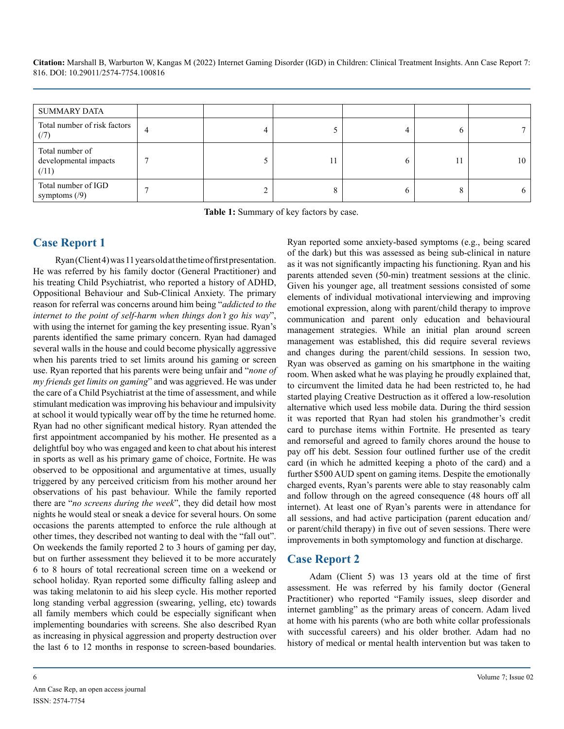| SUMMARY DATA | | | | | | |
|---|---|---|---|---|---|---|
| Total number of risk factors (/7) | 4 | 4 | 5 | 4 | 6 | 7 |
| Total number of developmental impacts (/11) | 7 | 5 | 11 | 6 | 11 | 10 |
| Total number of IGD symptoms (/9) | 7 | 2 | 8 | 6 | 8 | 6 |

**Table 1:** Summary of key factors by case.

## Case Report 1

Ryan (Client 4) was 11 years old at the time of first presentation. He was referred by his family doctor (General Practitioner) and his treating Child Psychiatrist, who reported a history of ADHD, Oppositional Behaviour and Sub-Clinical Anxiety. The primary reason for referral was concerns around him being "*addicted to the internet to the point of self-harm when things don't go his way*", with using the internet for gaming the key presenting issue. Ryan's parents identified the same primary concern. Ryan had damaged several walls in the house and could become physically aggressive when his parents tried to set limits around his gaming or screen use. Ryan reported that his parents were being unfair and "*none of my friends get limits on gaming*" and was aggrieved. He was under the care of a Child Psychiatrist at the time of assessment, and while stimulant medication was improving his behaviour and impulsivity at school it would typically wear off by the time he returned home. Ryan had no other significant medical history. Ryan attended the first appointment accompanied by his mother. He presented as a delightful boy who was engaged and keen to chat about his interest in sports as well as his primary game of choice, Fortnite. He was observed to be oppositional and argumentative at times, usually triggered by any perceived criticism from his mother around her observations of his past behaviour. While the family reported there are "*no screens during the week*", they did detail how most nights he would steal or sneak a device for several hours. On some occasions the parents attempted to enforce the rule although at other times, they described not wanting to deal with the "fall out". On weekends the family reported 2 to 3 hours of gaming per day, but on further assessment they believed it to be more accurately 6 to 8 hours of total recreational screen time on a weekend or school holiday. Ryan reported some difficulty falling asleep and was taking melatonin to aid his sleep cycle. His mother reported long standing verbal aggression (swearing, yelling, etc) towards all family members which could be especially significant when implementing boundaries with screens. She also described Ryan as increasing in physical aggression and property destruction over the last 6 to 12 months in response to screen-based boundaries. Ryan reported some anxiety-based symptoms (e.g., being scared of the dark) but this was assessed as being sub-clinical in nature as it was not significantly impacting his functioning. Ryan and his parents attended seven (50-min) treatment sessions at the clinic. Given his younger age, all treatment sessions consisted of some elements of individual motivational interviewing and improving emotional expression, along with parent/child therapy to improve communication and parent only education and behavioural management strategies. While an initial plan around screen management was established, this did require several reviews and changes during the parent/child sessions. In session two, Ryan was observed as gaming on his smartphone in the waiting room. When asked what he was playing he proudly explained that, to circumvent the limited data he had been restricted to, he had started playing Creative Destruction as it offered a low-resolution alternative which used less mobile data. During the third session it was reported that Ryan had stolen his grandmother's credit card to purchase items within Fortnite. He presented as teary and remorseful and agreed to family chores around the house to pay off his debt. Session four outlined further use of the credit card (in which he admitted keeping a photo of the card) and a further $500 AUD spent on gaming items. Despite the emotionally charged events, Ryan's parents were able to stay reasonably calm and follow through on the agreed consequence (48 hours off all internet). At least one of Ryan's parents were in attendance for all sessions, and had active participation (parent education and/or parent/child therapy) in five out of seven sessions. There were improvements in both symptomology and function at discharge.

## Case Report 2

Adam (Client 5) was 13 years old at the time of first assessment. He was referred by his family doctor (General Practitioner) who reported "Family issues, sleep disorder and internet gambling" as the primary areas of concern. Adam lived at home with his parents (who are both white collar professionals with successful careers) and his older brother. Adam had no history of medical or mental health intervention but was taken to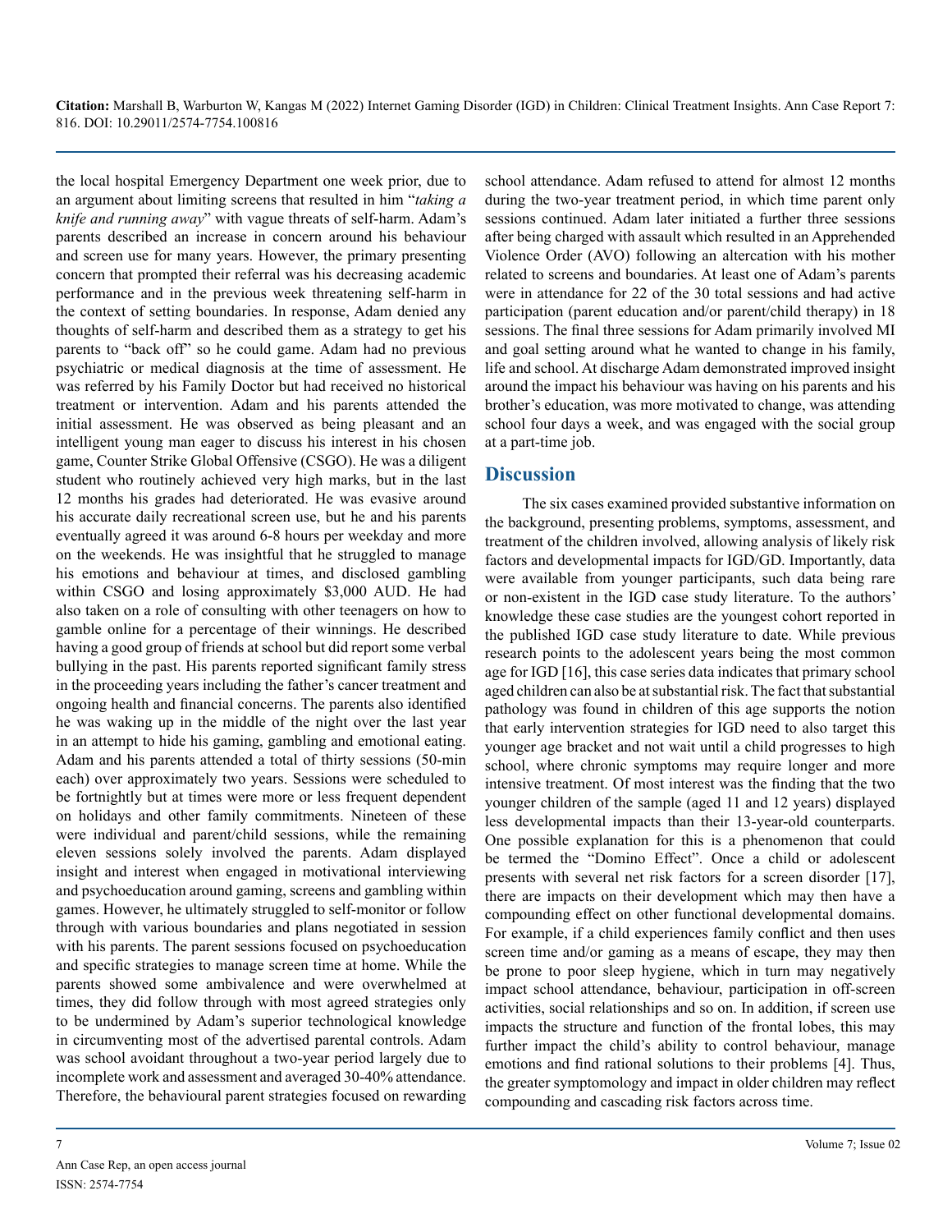the local hospital Emergency Department one week prior, due to an argument about limiting screens that resulted in him "*taking a knife and running away*" with vague threats of self-harm. Adam's parents described an increase in concern around his behaviour and screen use for many years. However, the primary presenting concern that prompted their referral was his decreasing academic performance and in the previous week threatening self-harm in the context of setting boundaries. In response, Adam denied any thoughts of self-harm and described them as a strategy to get his parents to "back off" so he could game. Adam had no previous psychiatric or medical diagnosis at the time of assessment. He was referred by his Family Doctor but had received no historical treatment or intervention. Adam and his parents attended the initial assessment. He was observed as being pleasant and an intelligent young man eager to discuss his interest in his chosen game, Counter Strike Global Offensive (CSGO). He was a diligent student who routinely achieved very high marks, but in the last 12 months his grades had deteriorated. He was evasive around his accurate daily recreational screen use, but he and his parents eventually agreed it was around 6-8 hours per weekday and more on the weekends. He was insightful that he struggled to manage his emotions and behaviour at times, and disclosed gambling within CSGO and losing approximately $3,000 AUD. He had also taken on a role of consulting with other teenagers on how to gamble online for a percentage of their winnings. He described having a good group of friends at school but did report some verbal bullying in the past. His parents reported significant family stress in the proceeding years including the father's cancer treatment and ongoing health and financial concerns. The parents also identified he was waking up in the middle of the night over the last year in an attempt to hide his gaming, gambling and emotional eating. Adam and his parents attended a total of thirty sessions (50-min each) over approximately two years. Sessions were scheduled to be fortnightly but at times were more or less frequent dependent on holidays and other family commitments. Nineteen of these were individual and parent/child sessions, while the remaining eleven sessions solely involved the parents. Adam displayed insight and interest when engaged in motivational interviewing and psychoeducation around gaming, screens and gambling within games. However, he ultimately struggled to self-monitor or follow through with various boundaries and plans negotiated in session with his parents. The parent sessions focused on psychoeducation and specific strategies to manage screen time at home. While the parents showed some ambivalence and were overwhelmed at times, they did follow through with most agreed strategies only to be undermined by Adam's superior technological knowledge in circumventing most of the advertised parental controls. Adam was school avoidant throughout a two-year period largely due to incomplete work and assessment and averaged 30-40% attendance. Therefore, the behavioural parent strategies focused on rewarding school attendance. Adam refused to attend for almost 12 months during the two-year treatment period, in which time parent only sessions continued. Adam later initiated a further three sessions after being charged with assault which resulted in an Apprehended Violence Order (AVO) following an altercation with his mother related to screens and boundaries. At least one of Adam's parents were in attendance for 22 of the 30 total sessions and had active participation (parent education and/or parent/child therapy) in 18 sessions. The final three sessions for Adam primarily involved MI and goal setting around what he wanted to change in his family, life and school. At discharge Adam demonstrated improved insight around the impact his behaviour was having on his parents and his brother's education, was more motivated to change, was attending school four days a week, and was engaged with the social group at a part-time job.

## Discussion

The six cases examined provided substantive information on the background, presenting problems, symptoms, assessment, and treatment of the children involved, allowing analysis of likely risk factors and developmental impacts for IGD/GD. Importantly, data were available from younger participants, such data being rare or non-existent in the IGD case study literature. To the authors' knowledge these case studies are the youngest cohort reported in the published IGD case study literature to date. While previous research points to the adolescent years being the most common age for IGD [16], this case series data indicates that primary school aged children can also be at substantial risk. The fact that substantial pathology was found in children of this age supports the notion that early intervention strategies for IGD need to also target this younger age bracket and not wait until a child progresses to high school, where chronic symptoms may require longer and more intensive treatment. Of most interest was the finding that the two younger children of the sample (aged 11 and 12 years) displayed less developmental impacts than their 13-year-old counterparts. One possible explanation for this is a phenomenon that could be termed the "Domino Effect". Once a child or adolescent presents with several net risk factors for a screen disorder [17], there are impacts on their development which may then have a compounding effect on other functional developmental domains. For example, if a child experiences family conflict and then uses screen time and/or gaming as a means of escape, they may then be prone to poor sleep hygiene, which in turn may negatively impact school attendance, behaviour, participation in off-screen activities, social relationships and so on. In addition, if screen use impacts the structure and function of the frontal lobes, this may further impact the child's ability to control behaviour, manage emotions and find rational solutions to their problems [4]. Thus, the greater symptomology and impact in older children may reflect compounding and cascading risk factors across time.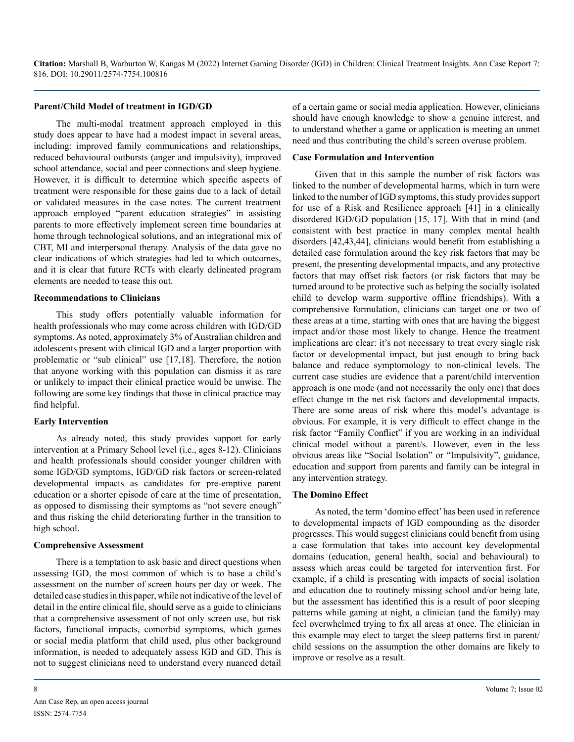### Parent/Child Model of treatment in IGD/GD

The multi-modal treatment approach employed in this study does appear to have had a modest impact in several areas, including: improved family communications and relationships, reduced behavioural outbursts (anger and impulsivity), improved school attendance, social and peer connections and sleep hygiene. However, it is difficult to determine which specific aspects of treatment were responsible for these gains due to a lack of detail or validated measures in the case notes. The current treatment approach employed "parent education strategies" in assisting parents to more effectively implement screen time boundaries at home through technological solutions, and an integrational mix of CBT, MI and interpersonal therapy. Analysis of the data gave no clear indications of which strategies had led to which outcomes, and it is clear that future RCTs with clearly delineated program elements are needed to tease this out.

### Recommendations to Clinicians

This study offers potentially valuable information for health professionals who may come across children with IGD/GD symptoms. As noted, approximately 3% of Australian children and adolescents present with clinical IGD and a larger proportion with problematic or "sub clinical" use [17,18]. Therefore, the notion that anyone working with this population can dismiss it as rare or unlikely to impact their clinical practice would be unwise. The following are some key findings that those in clinical practice may find helpful.

### Early Intervention

As already noted, this study provides support for early intervention at a Primary School level (i.e., ages 8-12). Clinicians and health professionals should consider younger children with some IGD/GD symptoms, IGD/GD risk factors or screen-related developmental impacts as candidates for pre-emptive parent education or a shorter episode of care at the time of presentation, as opposed to dismissing their symptoms as "not severe enough" and thus risking the child deteriorating further in the transition to high school.

### Comprehensive Assessment

There is a temptation to ask basic and direct questions when assessing IGD, the most common of which is to base a child's assessment on the number of screen hours per day or week. The detailed case studies in this paper, while not indicative of the level of detail in the entire clinical file, should serve as a guide to clinicians that a comprehensive assessment of not only screen use, but risk factors, functional impacts, comorbid symptoms, which games or social media platform that child used, plus other background information, is needed to adequately assess IGD and GD. This is not to suggest clinicians need to understand every nuanced detail of a certain game or social media application. However, clinicians should have enough knowledge to show a genuine interest, and to understand whether a game or application is meeting an unmet need and thus contributing the child's screen overuse problem.

### Case Formulation and Intervention

Given that in this sample the number of risk factors was linked to the number of developmental harms, which in turn were linked to the number of IGD symptoms, this study provides support for use of a Risk and Resilience approach [41] in a clinically disordered IGD/GD population [15, 17]. With that in mind (and consistent with best practice in many complex mental health disorders [42,43,44], clinicians would benefit from establishing a detailed case formulation around the key risk factors that may be present, the presenting developmental impacts, and any protective factors that may offset risk factors (or risk factors that may be turned around to be protective such as helping the socially isolated child to develop warm supportive offline friendships). With a comprehensive formulation, clinicians can target one or two of these areas at a time, starting with ones that are having the biggest impact and/or those most likely to change. Hence the treatment implications are clear: it's not necessary to treat every single risk factor or developmental impact, but just enough to bring back balance and reduce symptomology to non-clinical levels. The current case studies are evidence that a parent/child intervention approach is one mode (and not necessarily the only one) that does effect change in the net risk factors and developmental impacts. There are some areas of risk where this model's advantage is obvious. For example, it is very difficult to effect change in the risk factor "Family Conflict" if you are working in an individual clinical model without a parent/s. However, even in the less obvious areas like "Social Isolation" or "Impulsivity", guidance, education and support from parents and family can be integral in any intervention strategy.

### The Domino Effect

As noted, the term 'domino effect' has been used in reference to developmental impacts of IGD compounding as the disorder progresses. This would suggest clinicians could benefit from using a case formulation that takes into account key developmental domains (education, general health, social and behavioural) to assess which areas could be targeted for intervention first. For example, if a child is presenting with impacts of social isolation and education due to routinely missing school and/or being late, but the assessment has identified this is a result of poor sleeping patterns while gaming at night, a clinician (and the family) may feel overwhelmed trying to fix all areas at once. The clinician in this example may elect to target the sleep patterns first in parent/child sessions on the assumption the other domains are likely to improve or resolve as a result.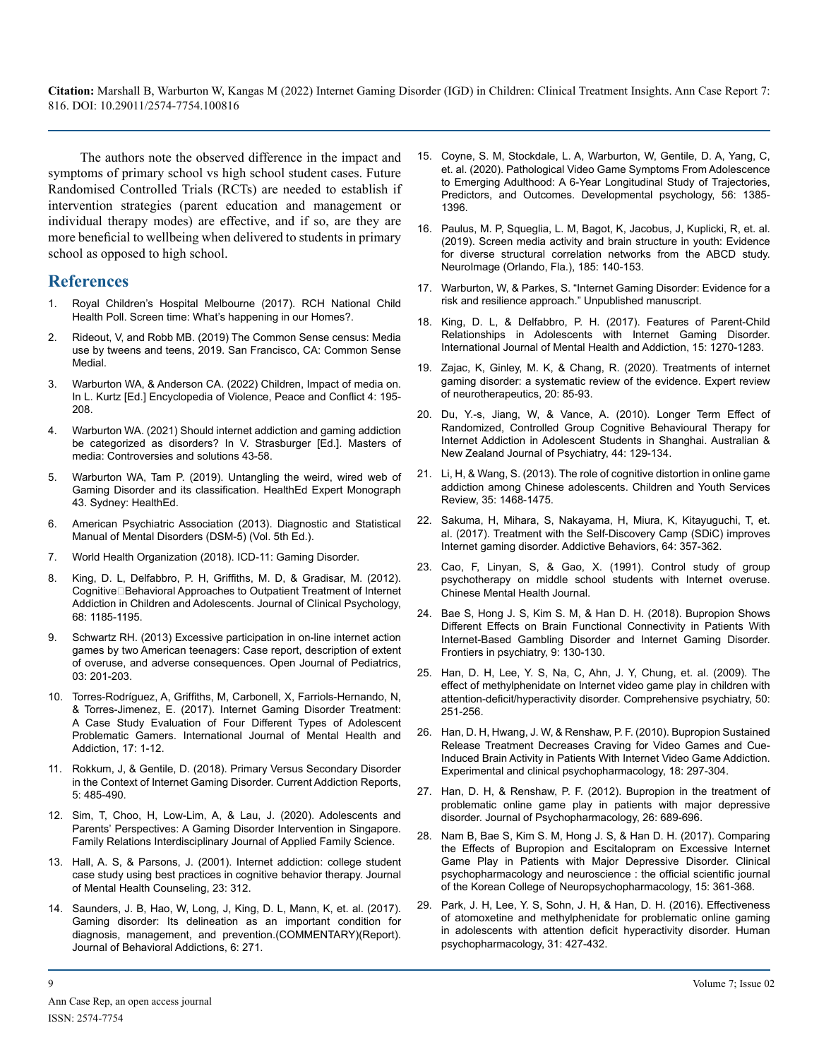The authors note the observed difference in the impact and symptoms of primary school vs high school student cases. Future Randomised Controlled Trials (RCTs) are needed to establish if intervention strategies (parent education and management or individual therapy modes) are effective, and if so, are they are more beneficial to wellbeing when delivered to students in primary school as opposed to high school.

## References

1. Royal Children's Hospital Melbourne (2017). RCH National Child Health Poll. Screen time: What's happening in our Homes?.
2. Rideout, V, and Robb MB. (2019) The Common Sense census: Media use by tweens and teens, 2019. San Francisco, CA: Common Sense Medial.
3. Warburton WA, & Anderson CA. (2022) Children, Impact of media on. In L. Kurtz [Ed.] Encyclopedia of Violence, Peace and Conflict 4: 195-208.
4. Warburton WA. (2021) Should internet addiction and gaming addiction be categorized as disorders? In V. Strasburger [Ed.]. Masters of media: Controversies and solutions 43-58.
5. Warburton WA, Tam P. (2019). Untangling the weird, wired web of Gaming Disorder and its classification. HealthEd Expert Monograph 43. Sydney: HealthEd.
6. American Psychiatric Association (2013). Diagnostic and Statistical Manual of Mental Disorders (DSM-5) (Vol. 5th Ed.).
7. World Health Organization (2018). ICD-11: Gaming Disorder.
8. King, D. L, Delfabbro, P. H, Griffiths, M. D, & Gradisar, M. (2012). Cognitive□Behavioral Approaches to Outpatient Treatment of Internet Addiction in Children and Adolescents. Journal of Clinical Psychology, 68: 1185-1195.
9. Schwartz RH. (2013) Excessive participation in on-line internet action games by two American teenagers: Case report, description of extent of overuse, and adverse consequences. Open Journal of Pediatrics, 03: 201-203.
10. Torres-Rodríguez, A, Griffiths, M, Carbonell, X, Farriols-Hernando, N, & Torres-Jimenez, E. (2017). Internet Gaming Disorder Treatment: A Case Study Evaluation of Four Different Types of Adolescent Problematic Gamers. International Journal of Mental Health and Addiction, 17: 1-12.
11. Rokkum, J, & Gentile, D. (2018). Primary Versus Secondary Disorder in the Context of Internet Gaming Disorder. Current Addiction Reports, 5: 485-490.
12. Sim, T, Choo, H, Low-Lim, A, & Lau, J. (2020). Adolescents and Parents' Perspectives: A Gaming Disorder Intervention in Singapore. Family Relations Interdisciplinary Journal of Applied Family Science.
13. Hall, A. S, & Parsons, J. (2001). Internet addiction: college student case study using best practices in cognitive behavior therapy. Journal of Mental Health Counseling, 23: 312.
14. Saunders, J. B, Hao, W, Long, J, King, D. L, Mann, K, et. al. (2017). Gaming disorder: Its delineation as an important condition for diagnosis, management, and prevention.(COMMENTARY)(Report). Journal of Behavioral Addictions, 6: 271.
15. Coyne, S. M, Stockdale, L. A, Warburton, W, Gentile, D. A, Yang, C, et. al. (2020). Pathological Video Game Symptoms From Adolescence to Emerging Adulthood: A 6-Year Longitudinal Study of Trajectories, Predictors, and Outcomes. Developmental psychology, 56: 1385-1396.
16. Paulus, M. P, Squeglia, L. M, Bagot, K, Jacobus, J, Kuplicki, R, et. al. (2019). Screen media activity and brain structure in youth: Evidence for diverse structural correlation networks from the ABCD study. NeuroImage (Orlando, Fla.), 185: 140-153.
17. Warburton, W, & Parkes, S. "Internet Gaming Disorder: Evidence for a risk and resilience approach." Unpublished manuscript.
18. King, D. L, & Delfabbro, P. H. (2017). Features of Parent-Child Relationships in Adolescents with Internet Gaming Disorder. International Journal of Mental Health and Addiction, 15: 1270-1283.
19. Zajac, K, Ginley, M. K, & Chang, R. (2020). Treatments of internet gaming disorder: a systematic review of the evidence. Expert review of neurotherapeutics, 20: 85-93.
20. Du, Y.-s, Jiang, W, & Vance, A. (2010). Longer Term Effect of Randomized, Controlled Group Cognitive Behavioural Therapy for Internet Addiction in Adolescent Students in Shanghai. Australian & New Zealand Journal of Psychiatry, 44: 129-134.
21. Li, H, & Wang, S. (2013). The role of cognitive distortion in online game addiction among Chinese adolescents. Children and Youth Services Review, 35: 1468-1475.
22. Sakuma, H, Mihara, S, Nakayama, H, Miura, K, Kitayuguchi, T, et. al. (2017). Treatment with the Self-Discovery Camp (SDiC) improves Internet gaming disorder. Addictive Behaviors, 64: 357-362.
23. Cao, F, Linyan, S, & Gao, X. (1991). Control study of group psychotherapy on middle school students with Internet overuse. Chinese Mental Health Journal.
24. Bae S, Hong J. S, Kim S. M, & Han D. H. (2018). Bupropion Shows Different Effects on Brain Functional Connectivity in Patients With Internet-Based Gambling Disorder and Internet Gaming Disorder. Frontiers in psychiatry, 9: 130-130.
25. Han, D. H, Lee, Y. S, Na, C, Ahn, J. Y, Chung, et. al. (2009). The effect of methylphenidate on Internet video game play in children with attention-deficit/hyperactivity disorder. Comprehensive psychiatry, 50: 251-256.
26. Han, D. H, Hwang, J. W, & Renshaw, P. F. (2010). Bupropion Sustained Release Treatment Decreases Craving for Video Games and Cue-Induced Brain Activity in Patients With Internet Video Game Addiction. Experimental and clinical psychopharmacology, 18: 297-304.
27. Han, D. H, & Renshaw, P. F. (2012). Bupropion in the treatment of problematic online game play in patients with major depressive disorder. Journal of Psychopharmacology, 26: 689-696.
28. Nam B, Bae S, Kim S. M, Hong J. S, & Han D. H. (2017). Comparing the Effects of Bupropion and Escitalopram on Excessive Internet Game Play in Patients with Major Depressive Disorder. Clinical psychopharmacology and neuroscience : the official scientific journal of the Korean College of Neuropsychopharmacology, 15: 361-368.
29. Park, J. H, Lee, Y. S, Sohn, J. H, & Han, D. H. (2016). Effectiveness of atomoxetine and methylphenidate for problematic online gaming in adolescents with attention deficit hyperactivity disorder. Human psychopharmacology, 31: 427-432.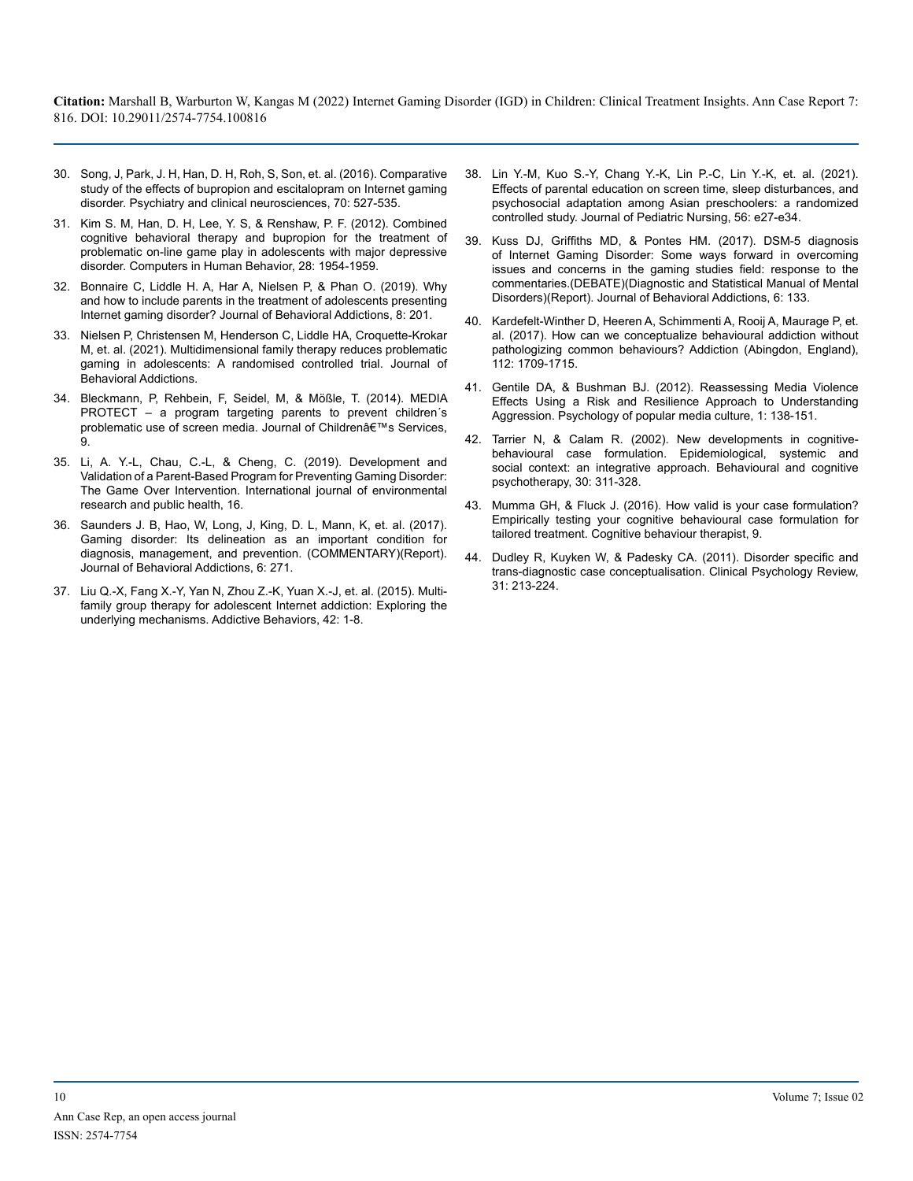30. Song, J, Park, J. H, Han, D. H, Roh, S, Son, et. al. (2016). Comparative study of the effects of bupropion and escitalopram on Internet gaming disorder. Psychiatry and clinical neurosciences, 70: 527-535.

31. Kim S. M, Han, D. H, Lee, Y. S, & Renshaw, P. F. (2012). Combined cognitive behavioral therapy and bupropion for the treatment of problematic on-line game play in adolescents with major depressive disorder. Computers in Human Behavior, 28: 1954-1959.

32. Bonnaire C, Liddle H. A, Har A, Nielsen P, & Phan O. (2019). Why and how to include parents in the treatment of adolescents presenting Internet gaming disorder? Journal of Behavioral Addictions, 8: 201.

33. Nielsen P, Christensen M, Henderson C, Liddle HA, Croquette-Krokar M, et. al. (2021). Multidimensional family therapy reduces problematic gaming in adolescents: A randomised controlled trial. Journal of Behavioral Addictions.

34. Bleckmann, P, Rehbein, F, Seidel, M, & Mößle, T. (2014). MEDIA PROTECT – a program targeting parents to prevent children´s problematic use of screen media. Journal of Childrenâ€™s Services, 9.

35. Li, A. Y.-L, Chau, C.-L, & Cheng, C. (2019). Development and Validation of a Parent-Based Program for Preventing Gaming Disorder: The Game Over Intervention. International journal of environmental research and public health, 16.

36. Saunders J. B, Hao, W, Long, J, King, D. L, Mann, K, et. al. (2017). Gaming disorder: Its delineation as an important condition for diagnosis, management, and prevention. (COMMENTARY)(Report). Journal of Behavioral Addictions, 6: 271.

37. Liu Q.-X, Fang X.-Y, Yan N, Zhou Z.-K, Yuan X.-J, et. al. (2015). Multi-family group therapy for adolescent Internet addiction: Exploring the underlying mechanisms. Addictive Behaviors, 42: 1-8.

38. Lin Y.-M, Kuo S.-Y, Chang Y.-K, Lin P.-C, Lin Y.-K, et. al. (2021). Effects of parental education on screen time, sleep disturbances, and psychosocial adaptation among Asian preschoolers: a randomized controlled study. Journal of Pediatric Nursing, 56: e27-e34.

39. Kuss DJ, Griffiths MD, & Pontes HM. (2017). DSM-5 diagnosis of Internet Gaming Disorder: Some ways forward in overcoming issues and concerns in the gaming studies field: response to the commentaries.(DEBATE)(Diagnostic and Statistical Manual of Mental Disorders)(Report). Journal of Behavioral Addictions, 6: 133.

40. Kardefelt-Winther D, Heeren A, Schimmenti A, Rooij A, Maurage P, et. al. (2017). How can we conceptualize behavioural addiction without pathologizing common behaviours? Addiction (Abingdon, England), 112: 1709-1715.

41. Gentile DA, & Bushman BJ. (2012). Reassessing Media Violence Effects Using a Risk and Resilience Approach to Understanding Aggression. Psychology of popular media culture, 1: 138-151.

42. Tarrier N, & Calam R. (2002). New developments in cognitive-behavioural case formulation. Epidemiological, systemic and social context: an integrative approach. Behavioural and cognitive psychotherapy, 30: 311-328.

43. Mumma GH, & Fluck J. (2016). How valid is your case formulation? Empirically testing your cognitive behavioural case formulation for tailored treatment. Cognitive behaviour therapist, 9.

44. Dudley R, Kuyken W, & Padesky CA. (2011). Disorder specific and trans-diagnostic case conceptualisation. Clinical Psychology Review, 31: 213-224.